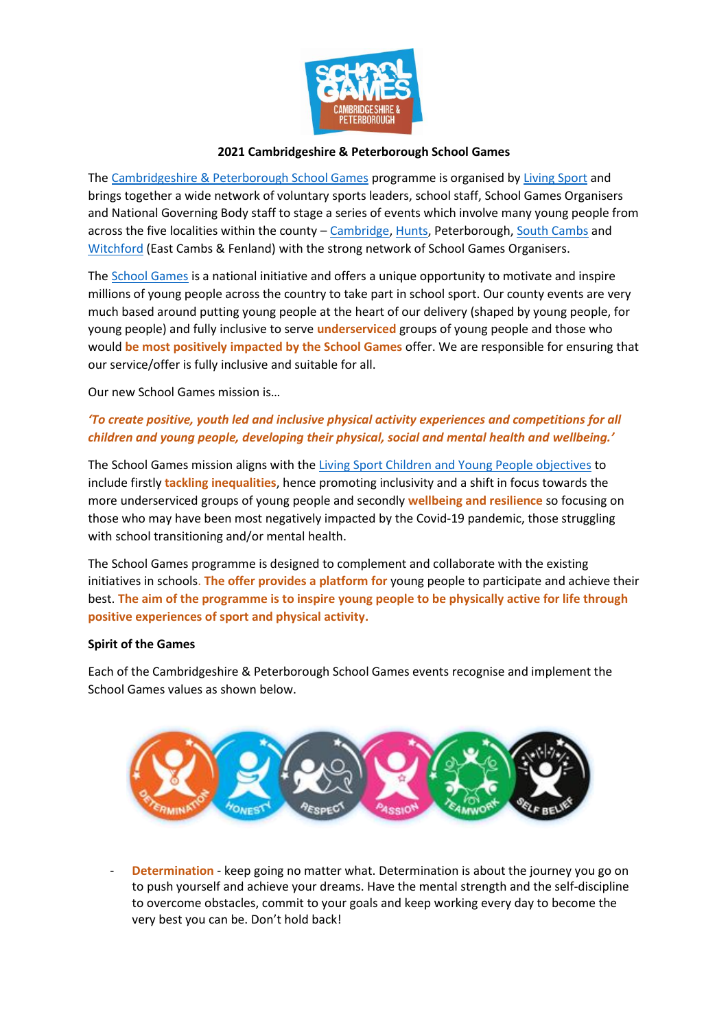# 2021 Cambridgeshire & Peterborough School Games

The Cambridgeshire & Peterborough School Games programme is organised by Living Sport and brings together a wide network of voluntary sports leaders, school staff, School Games Organisers and National Governing Body staff to stage a series of events which involve many young people from across the five localities within the county – Cambridge, Hunts, Peterborough, South Cambs and Witchford (East Cambs & Fenland) with the strong network of School Games Organisers.

The School Games is a national initiative and offers a unique opportunity to motivate and inspire millions of young people across the country to take part in school sport. Our county events are very much based around putting young people at the heart of our delivery (shaped by young people, for young people) and fully inclusive to serve **underserviced** groups of young people and those who would **be most positively impacted by the School Games** offer. We are responsible for ensuring that our service/offer is fully inclusive and suitable for all.

Our new School Games mission is…

***'To create positive, youth led and inclusive physical activity experiences and competitions for all children and young people, developing their physical, social and mental health and wellbeing.'***

The School Games mission aligns with the Living Sport Children and Young People objectives to include firstly **tackling inequalities**, hence promoting inclusivity and a shift in focus towards the more underserviced groups of young people and secondly **wellbeing and resilience** so focusing on those who may have been most negatively impacted by the Covid-19 pandemic, those struggling with school transitioning and/or mental health.

The School Games programme is designed to complement and collaborate with the existing initiatives in schools. **The offer provides a platform for** young people to participate and achieve their best. **The aim of the programme is to inspire young people to be physically active for life through positive experiences of sport and physical activity.**

**Spirit of the Games**

Each of the Cambridgeshire & Peterborough School Games events recognise and implement the School Games values as shown below.

- **Determination** - keep going no matter what. Determination is about the journey you go on to push yourself and achieve your dreams. Have the mental strength and the self-discipline to overcome obstacles, commit to your goals and keep working every day to become the very best you can be. Don't hold back!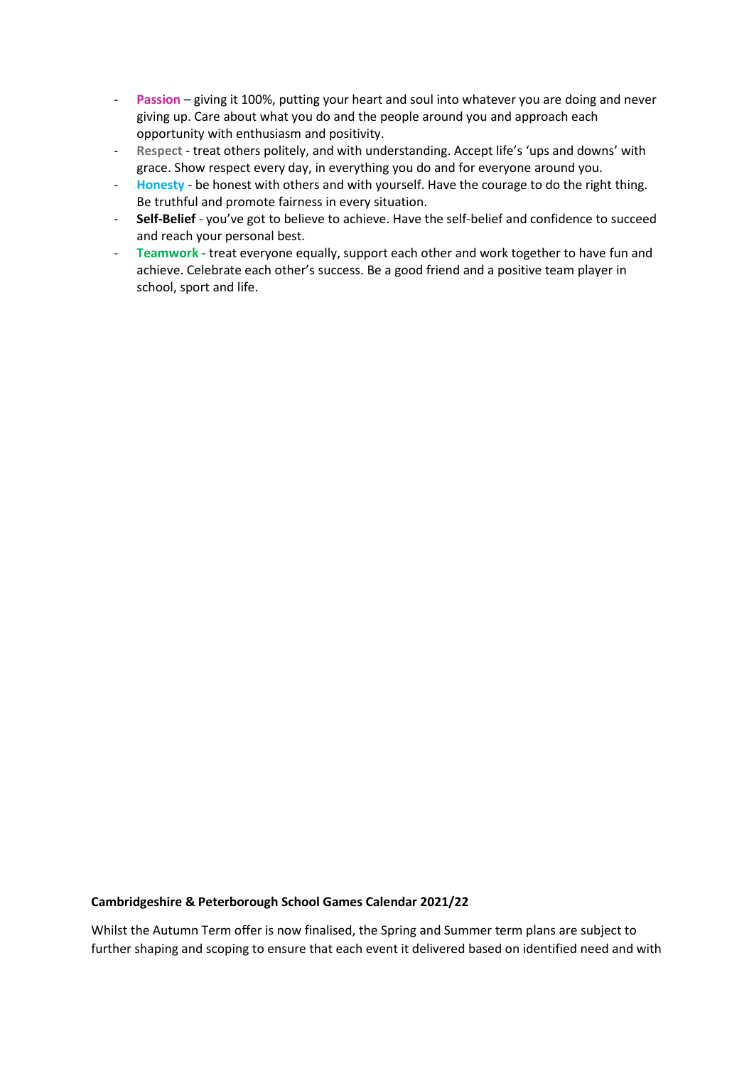- **Passion** – giving it 100%, putting your heart and soul into whatever you are doing and never giving up. Care about what you do and the people around you and approach each opportunity with enthusiasm and positivity.
- **Respect** - treat others politely, and with understanding. Accept life's 'ups and downs' with grace. Show respect every day, in everything you do and for everyone around you.
- **Honesty** - be honest with others and with yourself. Have the courage to do the right thing. Be truthful and promote fairness in every situation.
- **Self-Belief** - you've got to believe to achieve. Have the self-belief and confidence to succeed and reach your personal best.
- **Teamwork** - treat everyone equally, support each other and work together to have fun and achieve. Celebrate each other's success. Be a good friend and a positive team player in school, sport and life.

**Cambridgeshire & Peterborough School Games Calendar 2021/22**

Whilst the Autumn Term offer is now finalised, the Spring and Summer term plans are subject to further shaping and scoping to ensure that each event it delivered based on identified need and with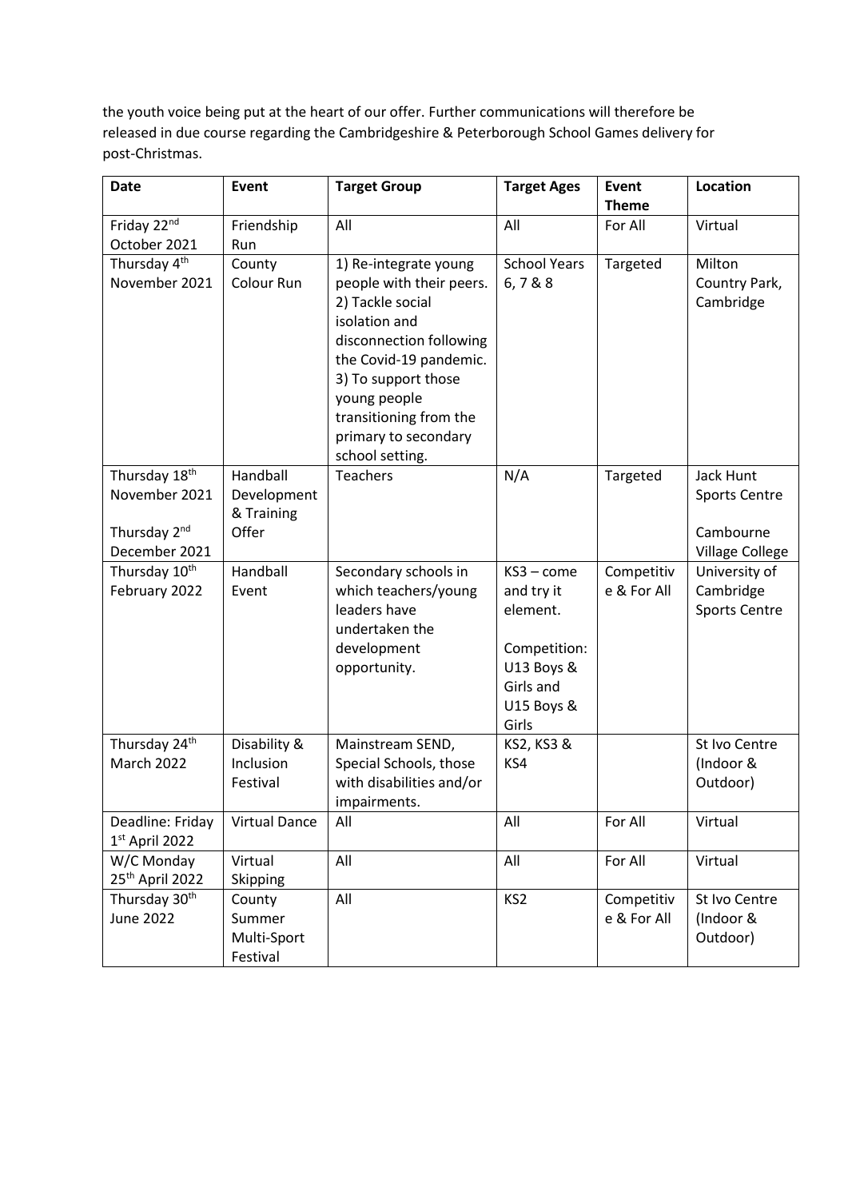the youth voice being put at the heart of our offer. Further communications will therefore be released in due course regarding the Cambridgeshire & Peterborough School Games delivery for post-Christmas.

| Date | Event | Target Group | Target Ages | Event Theme | Location |
|---|---|---|---|---|---|
| Friday 22nd October 2021 | Friendship Run | All | All | For All | Virtual |
| Thursday 4th November 2021 | County Colour Run | 1) Re-integrate young people with their peers. 2) Tackle social isolation and disconnection following the Covid-19 pandemic. 3) To support those young people transitioning from the primary to secondary school setting. | School Years 6, 7 & 8 | Targeted | Milton Country Park, Cambridge |
| Thursday 18th November 2021<br><br>Thursday 2nd December 2021 | Handball Development & Training Offer | Teachers | N/A | Targeted | Jack Hunt Sports Centre<br><br>Cambourne Village College |
| Thursday 10th February 2022 | Handball Event | Secondary schools in which teachers/young leaders have undertaken the development opportunity. | KS3 – come and try it element.<br><br>Competition: U13 Boys & Girls and U15 Boys & Girls | Competitive & For All | University of Cambridge Sports Centre |
| Thursday 24th March 2022 | Disability & Inclusion Festival | Mainstream SEND, Special Schools, those with disabilities and/or impairments. | KS2, KS3 & KS4 | | St Ivo Centre (Indoor & Outdoor) |
| Deadline: Friday 1st April 2022 | Virtual Dance | All | All | For All | Virtual |
| W/C Monday 25th April 2022 | Virtual Skipping | All | All | For All | Virtual |
| Thursday 30th June 2022 | County Summer Multi-Sport Festival | All | KS2 | Competitive & For All | St Ivo Centre (Indoor & Outdoor) |